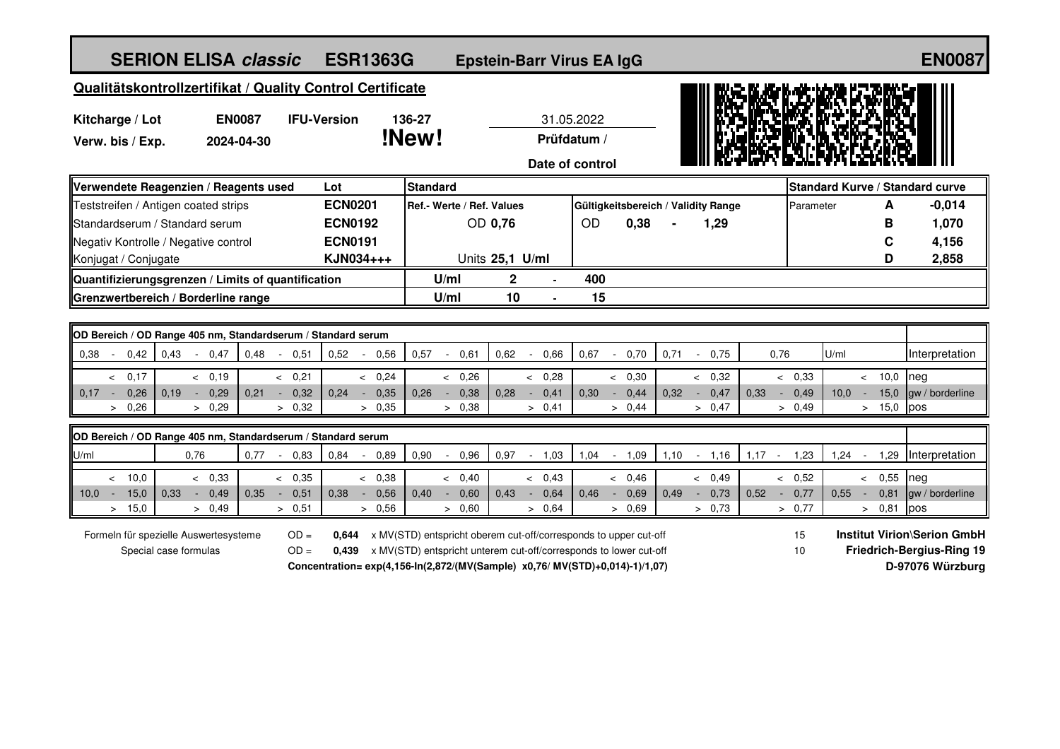# SERION ELISA *classic* ESR1363G Epstein-Barr Virus EA IgG EN0087

## Qualitätskontrollzertifikat / Quality Control Certificate

**Kitcharge / Lot** **EN0087** **IFU-Version** **136-27** **!New!**

**Verw. bis / Exp.** **2024-04-30**

31.05.2022
**Prüfdatum / Date of control**

| Verwendete Reagenzien / Reagents used | Lot | Standard | | | | Standard Kurve / Standard curve | | |
|---|---|---|---|---|---|---|---|---|
| Teststreifen / Antigen coated strips | **ECN0201** | **Ref.- Werte / Ref. Values** | | **Gültigkeitsbereich / Validity Range** | | Parameter | **A** | **-0,014** |
| Standardserum / Standard serum | **ECN0192** | OD **0,76** | | OD **0,38** - **1,29** | | | **B** | **1,070** |
| Negativ Kontrolle / Negative control | **ECN0191** | | | | | | **C** | **4,156** |
| Konjugat / Conjugate | **KJN034+++** | Units **25,1 U/ml** | | | | | **D** | **2,858** |
| **Quantifizierungsgrenzen / Limits of quantification** | | **U/ml** | **2 - 400** | | | | | |
| **Grenzwertbereich / Borderline range** | | **U/ml** | **10 - 15** | | | | | |

**OD Bereich / OD Range 405 nm, Standardserum / Standard serum**

| 0,38 - 0,42 | 0,43 - 0,47 | 0,48 - 0,51 | 0,52 - 0,56 | 0,57 - 0,61 | 0,62 - 0,66 | 0,67 - 0,70 | 0,71 - 0,75 | 0,76 | U/ml | Interpretation |
|---|---|---|---|---|---|---|---|---|---|---|
| < 0,17 | < 0,19 | < 0,21 | < 0,24 | < 0,26 | < 0,28 | < 0,30 | < 0,32 | < 0,33 | < 10,0 | neg |
| 0,17 - 0,26 | 0,19 - 0,29 | 0,21 - 0,32 | 0,24 - 0,35 | 0,26 - 0,38 | 0,28 - 0,41 | 0,30 - 0,44 | 0,32 - 0,47 | 0,33 - 0,49 | 10,0 - 15,0 | gw / borderline |
| > 0,26 | > 0,29 | > 0,32 | > 0,35 | > 0,38 | > 0,41 | > 0,44 | > 0,47 | > 0,49 | > 15,0 | pos |

**OD Bereich / OD Range 405 nm, Standardserum / Standard serum**

| U/ml | 0,76 | 0,77 - 0,83 | 0,84 - 0,89 | 0,90 - 0,96 | 0,97 - 1,03 | 1,04 - 1,09 | 1,10 - 1,16 | 1,17 - 1,23 | 1,24 - 1,29 | Interpretation |
|---|---|---|---|---|---|---|---|---|---|---|
| < 10,0 | < 0,33 | < 0,35 | < 0,38 | < 0,40 | < 0,43 | < 0,46 | < 0,49 | < 0,52 | < 0,55 | neg |
| 10,0 - 15,0 | 0,33 - 0,49 | 0,35 - 0,51 | 0,38 - 0,56 | 0,40 - 0,60 | 0,43 - 0,64 | 0,46 - 0,69 | 0,49 - 0,73 | 0,52 - 0,77 | 0,55 - 0,81 | gw / borderline |
| > 15,0 | > 0,49 | > 0,51 | > 0,56 | > 0,60 | > 0,64 | > 0,69 | > 0,73 | > 0,77 | > 0,81 | pos |

Formeln für spezielle Auswertesysteme / Special case formulas

OD = **0,644** x MV(STD) entspricht oberem cut-off/corresponds to upper cut-off — 15

OD = **0,439** x MV(STD) entspricht unterem cut-off/corresponds to lower cut-off — 10

**Concentration= exp(4,156-ln(2,872/(MV(Sample) x0,76/ MV(STD)+0,014)-1)/1,07)**

**Institut Virion\Serion GmbH**
**Friedrich-Bergius-Ring 19**
**D-97076 Würzburg**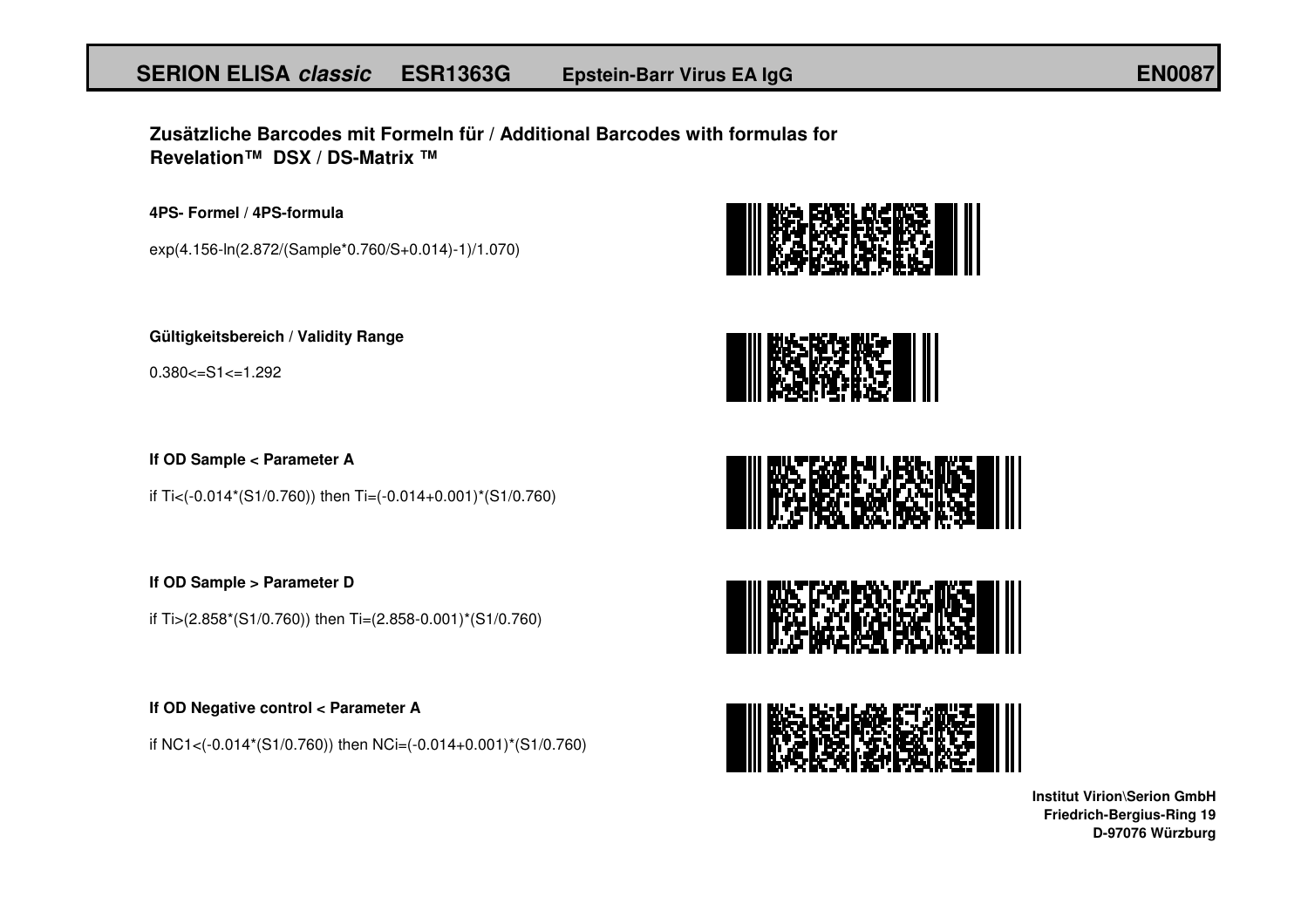**SERION ELISA *classic* ESR1363G Epstein-Barr Virus EA IgG EN0087**

## Zusätzliche Barcodes mit Formeln für / Additional Barcodes with formulas for Revelation™ DSX / DS-Matrix ™

**4PS- Formel / 4PS-formula**

exp(4.156-ln(2.872/(Sample*0.760/S+0.014)-1)/1.070)

**Gültigkeitsbereich / Validity Range**

0.380<=S1<=1.292

**If OD Sample < Parameter A**

if Ti<(-0.014*(S1/0.760)) then Ti=(-0.014+0.001)*(S1/0.760)

**If OD Sample > Parameter D**

if Ti>(2.858*(S1/0.760)) then Ti=(2.858-0.001)*(S1/0.760)

**If OD Negative control < Parameter A**

if NC1<(-0.014*(S1/0.760)) then NCi=(-0.014+0.001)*(S1/0.760)

**Institut Virion\Serion GmbH**
**Friedrich-Bergius-Ring 19**
**D-97076 Würzburg**